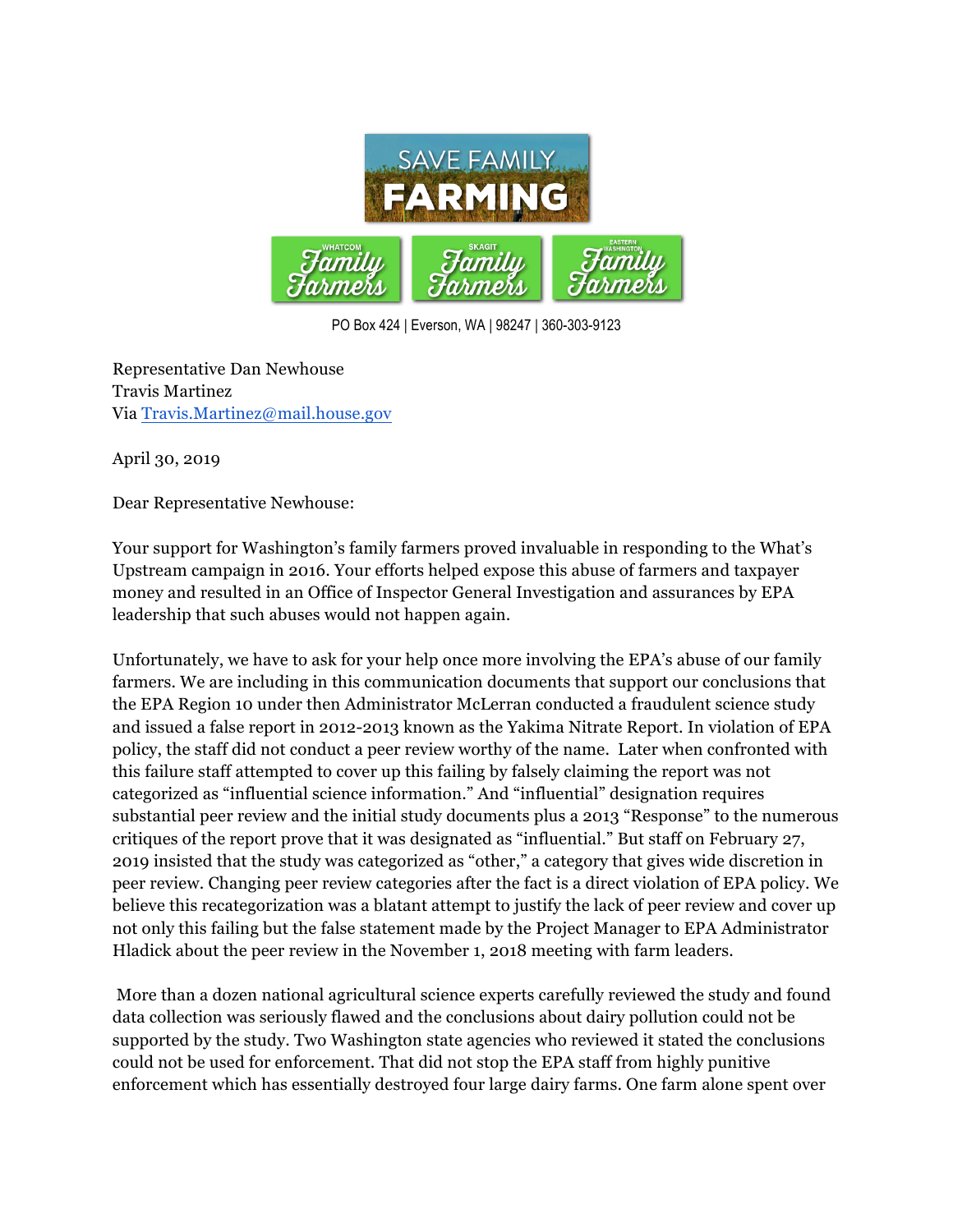SAVE FAMILY FARMING

Whatcom Family Farmers | Skagit Family Farmers | Eastern Washington Family Farmers

PO Box 424 | Everson, WA | 98247 | 360-303-9123

Representative Dan Newhouse
Travis Martinez
Via Travis.Martinez@mail.house.gov

April 30, 2019

Dear Representative Newhouse:

Your support for Washington's family farmers proved invaluable in responding to the What's Upstream campaign in 2016. Your efforts helped expose this abuse of farmers and taxpayer money and resulted in an Office of Inspector General Investigation and assurances by EPA leadership that such abuses would not happen again.

Unfortunately, we have to ask for your help once more involving the EPA's abuse of our family farmers. We are including in this communication documents that support our conclusions that the EPA Region 10 under then Administrator McLerran conducted a fraudulent science study and issued a false report in 2012-2013 known as the Yakima Nitrate Report. In violation of EPA policy, the staff did not conduct a peer review worthy of the name. Later when confronted with this failure staff attempted to cover up this failing by falsely claiming the report was not categorized as "influential science information." And "influential" designation requires substantial peer review and the initial study documents plus a 2013 "Response" to the numerous critiques of the report prove that it was designated as "influential." But staff on February 27, 2019 insisted that the study was categorized as "other," a category that gives wide discretion in peer review. Changing peer review categories after the fact is a direct violation of EPA policy. We believe this recategorization was a blatant attempt to justify the lack of peer review and cover up not only this failing but the false statement made by the Project Manager to EPA Administrator Hladick about the peer review in the November 1, 2018 meeting with farm leaders.

More than a dozen national agricultural science experts carefully reviewed the study and found data collection was seriously flawed and the conclusions about dairy pollution could not be supported by the study. Two Washington state agencies who reviewed it stated the conclusions could not be used for enforcement. That did not stop the EPA staff from highly punitive enforcement which has essentially destroyed four large dairy farms. One farm alone spent over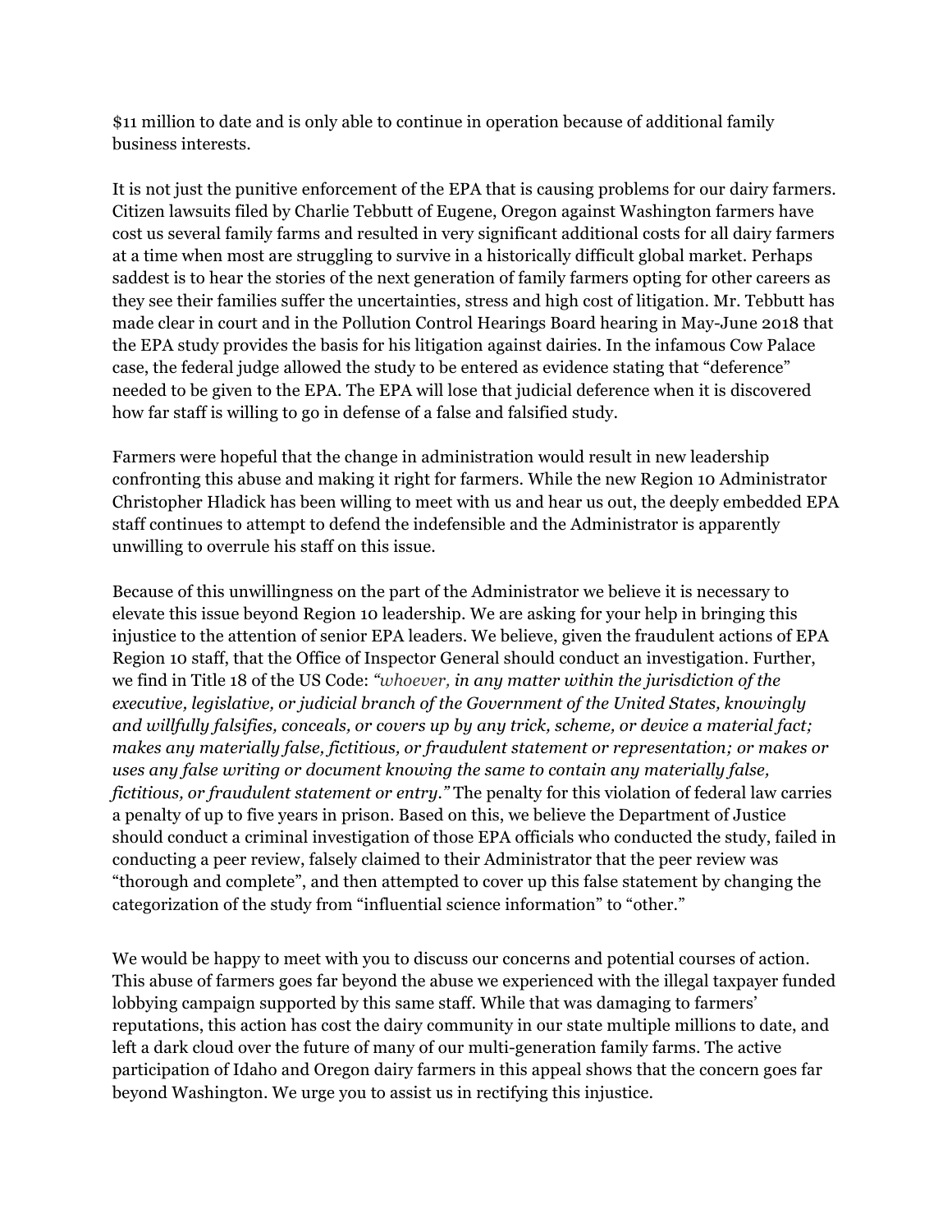$11 million to date and is only able to continue in operation because of additional family business interests.

It is not just the punitive enforcement of the EPA that is causing problems for our dairy farmers. Citizen lawsuits filed by Charlie Tebbutt of Eugene, Oregon against Washington farmers have cost us several family farms and resulted in very significant additional costs for all dairy farmers at a time when most are struggling to survive in a historically difficult global market. Perhaps saddest is to hear the stories of the next generation of family farmers opting for other careers as they see their families suffer the uncertainties, stress and high cost of litigation. Mr. Tebbutt has made clear in court and in the Pollution Control Hearings Board hearing in May-June 2018 that the EPA study provides the basis for his litigation against dairies. In the infamous Cow Palace case, the federal judge allowed the study to be entered as evidence stating that "deference" needed to be given to the EPA. The EPA will lose that judicial deference when it is discovered how far staff is willing to go in defense of a false and falsified study.

Farmers were hopeful that the change in administration would result in new leadership confronting this abuse and making it right for farmers. While the new Region 10 Administrator Christopher Hladick has been willing to meet with us and hear us out, the deeply embedded EPA staff continues to attempt to defend the indefensible and the Administrator is apparently unwilling to overrule his staff on this issue.

Because of this unwillingness on the part of the Administrator we believe it is necessary to elevate this issue beyond Region 10 leadership. We are asking for your help in bringing this injustice to the attention of senior EPA leaders. We believe, given the fraudulent actions of EPA Region 10 staff, that the Office of Inspector General should conduct an investigation. Further, we find in Title 18 of the US Code: *"whoever, in any matter within the jurisdiction of the executive, legislative, or judicial branch of the Government of the United States, knowingly and willfully falsifies, conceals, or covers up by any trick, scheme, or device a material fact; makes any materially false, fictitious, or fraudulent statement or representation; or makes or uses any false writing or document knowing the same to contain any materially false, fictitious, or fraudulent statement or entry."* The penalty for this violation of federal law carries a penalty of up to five years in prison. Based on this, we believe the Department of Justice should conduct a criminal investigation of those EPA officials who conducted the study, failed in conducting a peer review, falsely claimed to their Administrator that the peer review was "thorough and complete", and then attempted to cover up this false statement by changing the categorization of the study from "influential science information" to "other."

We would be happy to meet with you to discuss our concerns and potential courses of action. This abuse of farmers goes far beyond the abuse we experienced with the illegal taxpayer funded lobbying campaign supported by this same staff. While that was damaging to farmers' reputations, this action has cost the dairy community in our state multiple millions to date, and left a dark cloud over the future of many of our multi-generation family farms. The active participation of Idaho and Oregon dairy farmers in this appeal shows that the concern goes far beyond Washington. We urge you to assist us in rectifying this injustice.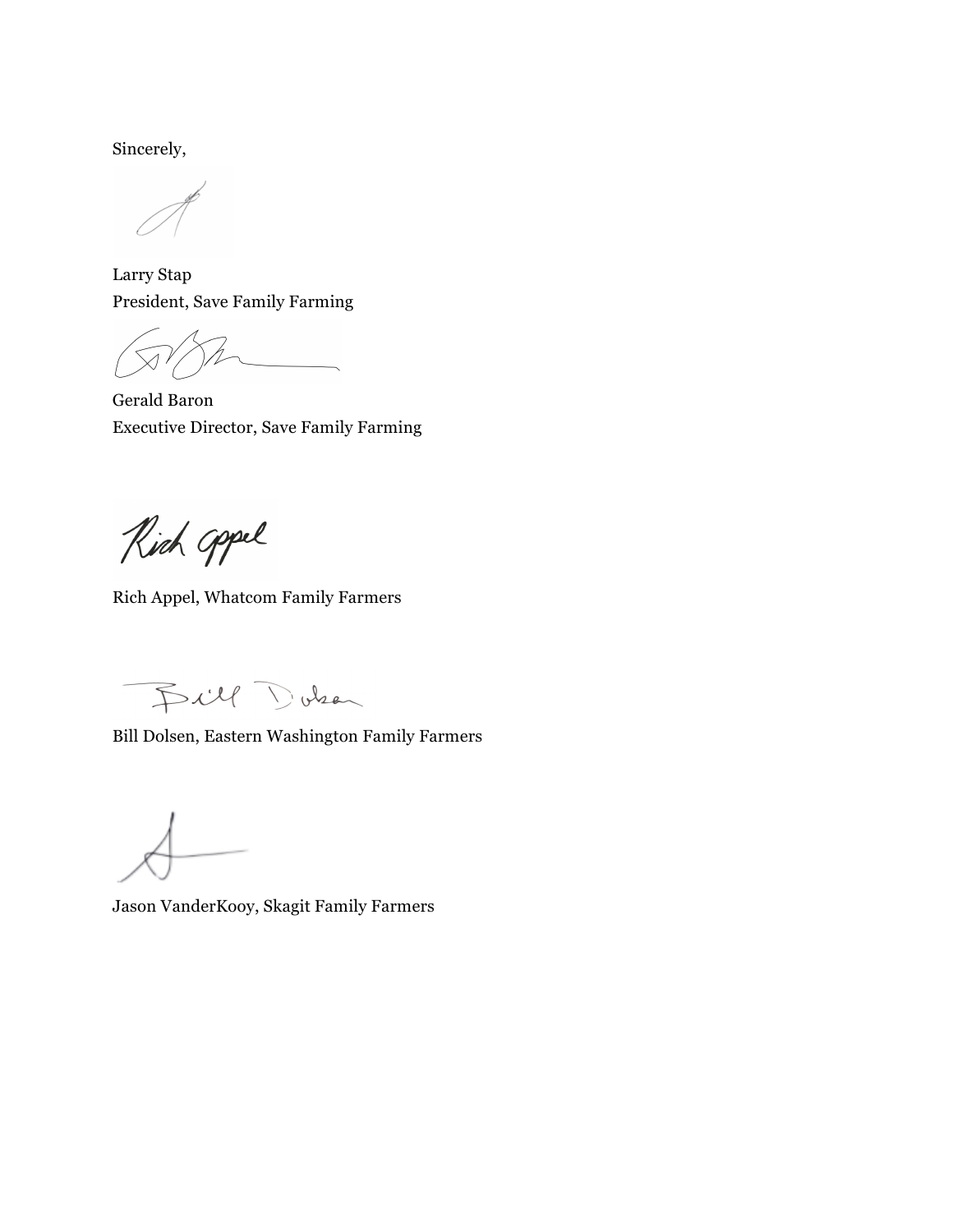Sincerely,

Larry Stap
President, Save Family Farming

Gerald Baron
Executive Director, Save Family Farming

Rich Appel, Whatcom Family Farmers

Bill Dolsen, Eastern Washington Family Farmers

Jason VanderKooy, Skagit Family Farmers